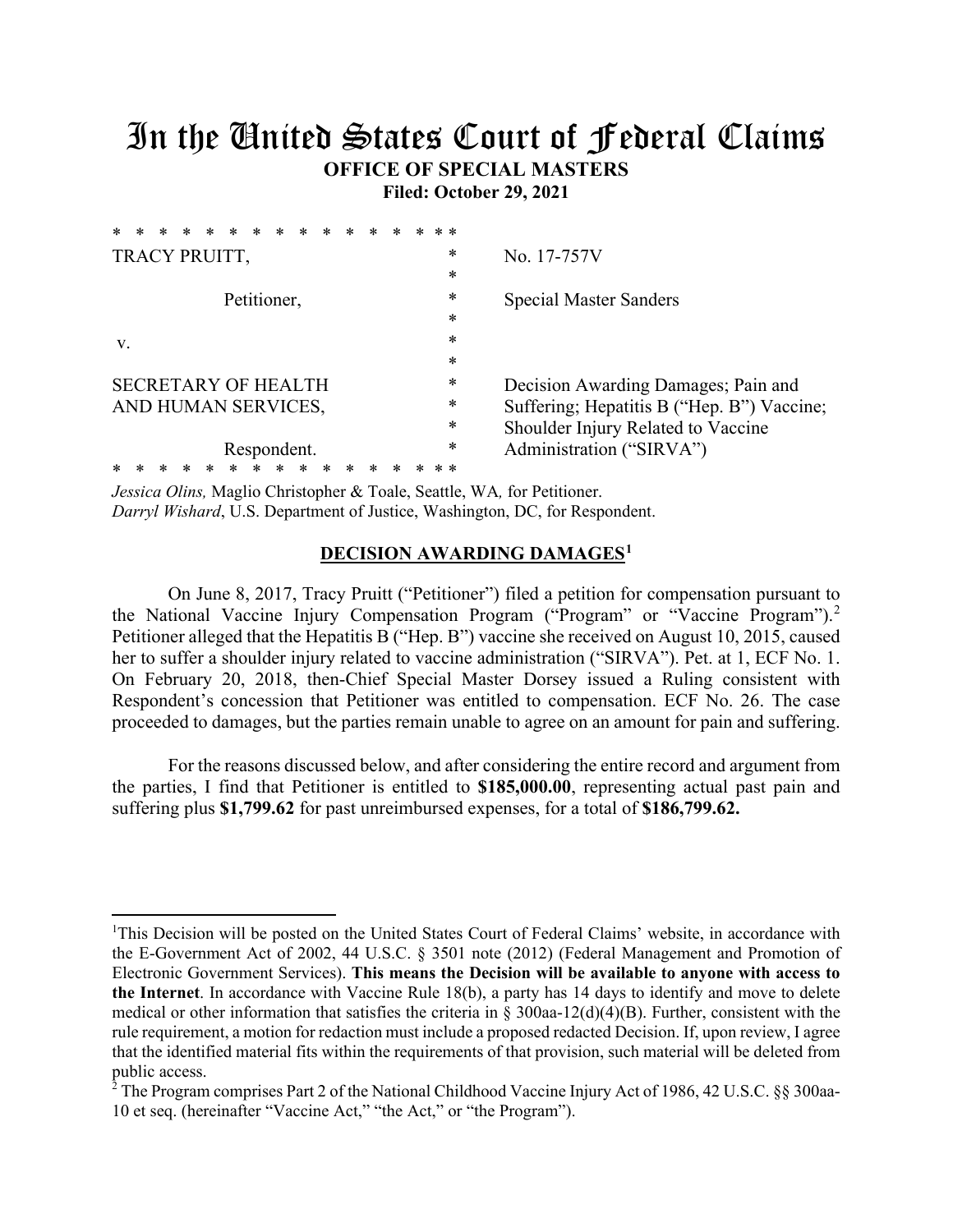# In the United States Court of Federal Claims

**OFFICE OF SPECIAL MASTERS**

**Filed: October 29, 2021**

| | |
|---|---|
| TRACY PRUITT, | No. 17-757V |
| Petitioner, | Special Master Sanders |
| v. | |
| SECRETARY OF HEALTH AND HUMAN SERVICES, | Decision Awarding Damages; Pain and Suffering; Hepatitis B ("Hep. B") Vaccine; Shoulder Injury Related to Vaccine Administration ("SIRVA") |
| Respondent. | |

*Jessica Olins,* Maglio Christopher & Toale, Seattle, WA*,* for Petitioner.
*Darryl Wishard*, U.S. Department of Justice, Washington, DC, for Respondent.

## DECISION AWARDING DAMAGES[1]

On June 8, 2017, Tracy Pruitt ("Petitioner") filed a petition for compensation pursuant to the National Vaccine Injury Compensation Program ("Program" or "Vaccine Program").[2] Petitioner alleged that the Hepatitis B ("Hep. B") vaccine she received on August 10, 2015, caused her to suffer a shoulder injury related to vaccine administration ("SIRVA"). Pet. at 1, ECF No. 1. On February 20, 2018, then-Chief Special Master Dorsey issued a Ruling consistent with Respondent's concession that Petitioner was entitled to compensation. ECF No. 26. The case proceeded to damages, but the parties remain unable to agree on an amount for pain and suffering.

For the reasons discussed below, and after considering the entire record and argument from the parties, I find that Petitioner is entitled to **$185,000.00**, representing actual past pain and suffering plus **$1,799.62** for past unreimbursed expenses, for a total of **$186,799.62.**

---

[1]This Decision will be posted on the United States Court of Federal Claims' website, in accordance with the E-Government Act of 2002, 44 U.S.C. § 3501 note (2012) (Federal Management and Promotion of Electronic Government Services). **This means the Decision will be available to anyone with access to the Internet**. In accordance with Vaccine Rule 18(b), a party has 14 days to identify and move to delete medical or other information that satisfies the criteria in § 300aa-12(d)(4)(B). Further, consistent with the rule requirement, a motion for redaction must include a proposed redacted Decision. If, upon review, I agree that the identified material fits within the requirements of that provision, such material will be deleted from public access.

[2] The Program comprises Part 2 of the National Childhood Vaccine Injury Act of 1986, 42 U.S.C. §§ 300aa-10 et seq. (hereinafter "Vaccine Act," "the Act," or "the Program").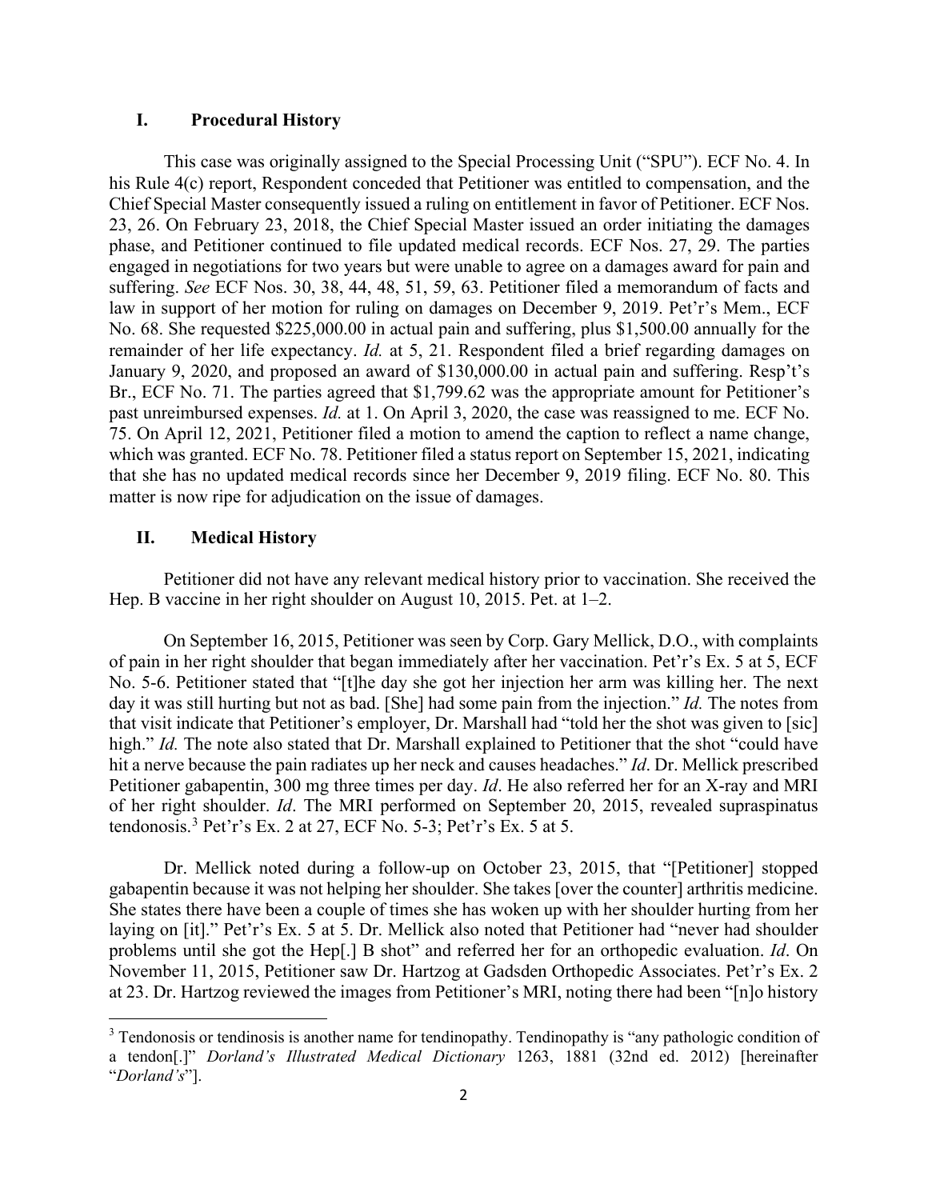## I. Procedural History

This case was originally assigned to the Special Processing Unit ("SPU"). ECF No. 4. In his Rule 4(c) report, Respondent conceded that Petitioner was entitled to compensation, and the Chief Special Master consequently issued a ruling on entitlement in favor of Petitioner. ECF Nos. 23, 26. On February 23, 2018, the Chief Special Master issued an order initiating the damages phase, and Petitioner continued to file updated medical records. ECF Nos. 27, 29. The parties engaged in negotiations for two years but were unable to agree on a damages award for pain and suffering. *See* ECF Nos. 30, 38, 44, 48, 51, 59, 63. Petitioner filed a memorandum of facts and law in support of her motion for ruling on damages on December 9, 2019. Pet'r's Mem., ECF No. 68. She requested $225,000.00 in actual pain and suffering, plus $1,500.00 annually for the remainder of her life expectancy. *Id.* at 5, 21. Respondent filed a brief regarding damages on January 9, 2020, and proposed an award of $130,000.00 in actual pain and suffering. Resp't's Br., ECF No. 71. The parties agreed that $1,799.62 was the appropriate amount for Petitioner's past unreimbursed expenses. *Id.* at 1. On April 3, 2020, the case was reassigned to me. ECF No. 75. On April 12, 2021, Petitioner filed a motion to amend the caption to reflect a name change, which was granted. ECF No. 78. Petitioner filed a status report on September 15, 2021, indicating that she has no updated medical records since her December 9, 2019 filing. ECF No. 80. This matter is now ripe for adjudication on the issue of damages.

## II. Medical History

Petitioner did not have any relevant medical history prior to vaccination. She received the Hep. B vaccine in her right shoulder on August 10, 2015. Pet. at 1–2.

On September 16, 2015, Petitioner was seen by Corp. Gary Mellick, D.O., with complaints of pain in her right shoulder that began immediately after her vaccination. Pet'r's Ex. 5 at 5, ECF No. 5-6. Petitioner stated that "[t]he day she got her injection her arm was killing her. The next day it was still hurting but not as bad. [She] had some pain from the injection." *Id.* The notes from that visit indicate that Petitioner's employer, Dr. Marshall had "told her the shot was given to [sic] high." *Id.* The note also stated that Dr. Marshall explained to Petitioner that the shot "could have hit a nerve because the pain radiates up her neck and causes headaches." *Id*. Dr. Mellick prescribed Petitioner gabapentin, 300 mg three times per day. *Id*. He also referred her for an X-ray and MRI of her right shoulder. *Id*. The MRI performed on September 20, 2015, revealed supraspinatus tendonosis.[3] Pet'r's Ex. 2 at 27, ECF No. 5-3; Pet'r's Ex. 5 at 5.

Dr. Mellick noted during a follow-up on October 23, 2015, that "[Petitioner] stopped gabapentin because it was not helping her shoulder. She takes [over the counter] arthritis medicine. She states there have been a couple of times she has woken up with her shoulder hurting from her laying on [it]." Pet'r's Ex. 5 at 5. Dr. Mellick also noted that Petitioner had "never had shoulder problems until she got the Hep[.] B shot" and referred her for an orthopedic evaluation. *Id*. On November 11, 2015, Petitioner saw Dr. Hartzog at Gadsden Orthopedic Associates. Pet'r's Ex. 2 at 23. Dr. Hartzog reviewed the images from Petitioner's MRI, noting there had been "[n]o history

[3] Tendonosis or tendinosis is another name for tendinopathy. Tendinopathy is "any pathologic condition of a tendon[.]" *Dorland's Illustrated Medical Dictionary* 1263, 1881 (32nd ed. 2012) [hereinafter "*Dorland's*"].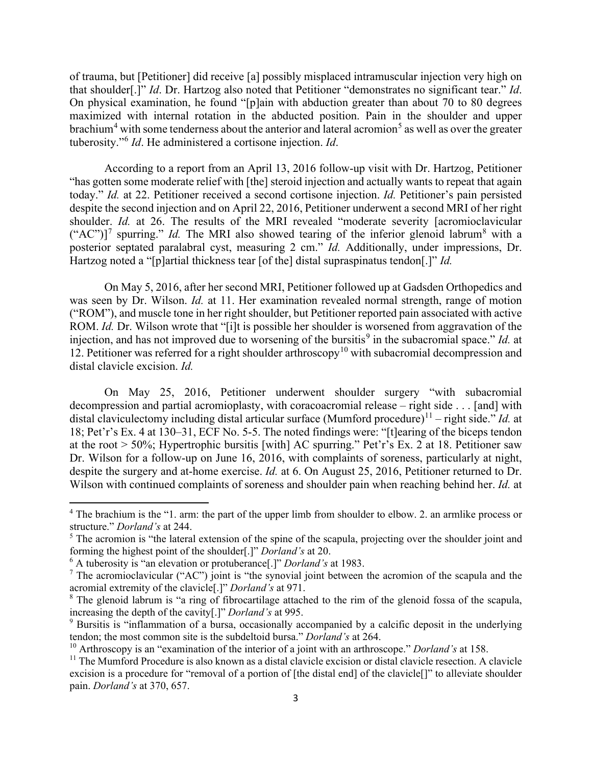of trauma, but [Petitioner] did receive [a] possibly misplaced intramuscular injection very high on that shoulder[.]" *Id*. Dr. Hartzog also noted that Petitioner "demonstrates no significant tear." *Id*. On physical examination, he found "[p]ain with abduction greater than about 70 to 80 degrees maximized with internal rotation in the abducted position. Pain in the shoulder and upper brachium[4] with some tenderness about the anterior and lateral acromion[5] as well as over the greater tuberosity."[6] *Id*. He administered a cortisone injection. *Id*.

According to a report from an April 13, 2016 follow-up visit with Dr. Hartzog, Petitioner "has gotten some moderate relief with [the] steroid injection and actually wants to repeat that again today." *Id.* at 22. Petitioner received a second cortisone injection. *Id.* Petitioner's pain persisted despite the second injection and on April 22, 2016, Petitioner underwent a second MRI of her right shoulder. *Id.* at 26. The results of the MRI revealed "moderate severity [acromioclavicular ("AC")][7] spurring." *Id.* The MRI also showed tearing of the inferior glenoid labrum[8] with a posterior septated paralabral cyst, measuring 2 cm." *Id.* Additionally, under impressions, Dr. Hartzog noted a "[p]artial thickness tear [of the] distal supraspinatus tendon[.]" *Id.*

On May 5, 2016, after her second MRI, Petitioner followed up at Gadsden Orthopedics and was seen by Dr. Wilson. *Id.* at 11. Her examination revealed normal strength, range of motion ("ROM"), and muscle tone in her right shoulder, but Petitioner reported pain associated with active ROM. *Id.* Dr. Wilson wrote that "[i]t is possible her shoulder is worsened from aggravation of the injection, and has not improved due to worsening of the bursitis[9] in the subacromial space." *Id.* at 12. Petitioner was referred for a right shoulder arthroscopy[10] with subacromial decompression and distal clavicle excision. *Id.*

On May 25, 2016, Petitioner underwent shoulder surgery "with subacromial decompression and partial acromioplasty, with coracoacromial release – right side . . . [and] with distal claviculectomy including distal articular surface (Mumford procedure)[11] – right side." *Id.* at 18; Pet'r's Ex. 4 at 130–31, ECF No. 5-5. The noted findings were: "[t]earing of the biceps tendon at the root > 50%; Hypertrophic bursitis [with] AC spurring." Pet'r's Ex. 2 at 18. Petitioner saw Dr. Wilson for a follow-up on June 16, 2016, with complaints of soreness, particularly at night, despite the surgery and at-home exercise. *Id.* at 6. On August 25, 2016, Petitioner returned to Dr. Wilson with continued complaints of soreness and shoulder pain when reaching behind her. *Id.* at

---

[4] The brachium is the "1. arm: the part of the upper limb from shoulder to elbow. 2. an armlike process or structure." *Dorland's* at 244.

[5] The acromion is "the lateral extension of the spine of the scapula, projecting over the shoulder joint and forming the highest point of the shoulder[.]" *Dorland's* at 20.

[6] A tuberosity is "an elevation or protuberance[.]" *Dorland's* at 1983.

[7] The acromioclavicular ("AC") joint is "the synovial joint between the acromion of the scapula and the acromial extremity of the clavicle[.]" *Dorland's* at 971.

[8] The glenoid labrum is "a ring of fibrocartilage attached to the rim of the glenoid fossa of the scapula, increasing the depth of the cavity[.]" *Dorland's* at 995.

[9] Bursitis is "inflammation of a bursa, occasionally accompanied by a calcific deposit in the underlying tendon; the most common site is the subdeltoid bursa." *Dorland's* at 264.

[10] Arthroscopy is an "examination of the interior of a joint with an arthroscope." *Dorland's* at 158.

[11] The Mumford Procedure is also known as a distal clavicle excision or distal clavicle resection. A clavicle excision is a procedure for "removal of a portion of [the distal end] of the clavicle[]" to alleviate shoulder pain. *Dorland's* at 370, 657.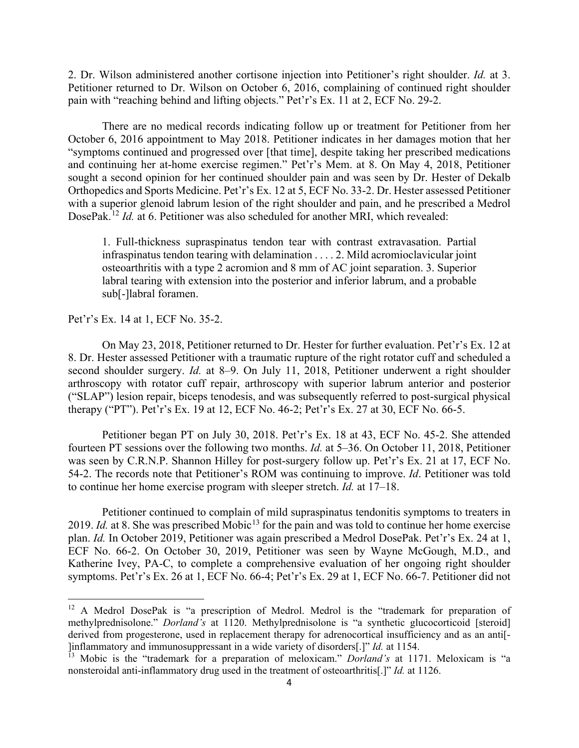2. Dr. Wilson administered another cortisone injection into Petitioner's right shoulder. *Id.* at 3. Petitioner returned to Dr. Wilson on October 6, 2016, complaining of continued right shoulder pain with "reaching behind and lifting objects." Pet'r's Ex. 11 at 2, ECF No. 29-2.

There are no medical records indicating follow up or treatment for Petitioner from her October 6, 2016 appointment to May 2018. Petitioner indicates in her damages motion that her "symptoms continued and progressed over [that time], despite taking her prescribed medications and continuing her at-home exercise regimen." Pet'r's Mem. at 8. On May 4, 2018, Petitioner sought a second opinion for her continued shoulder pain and was seen by Dr. Hester of Dekalb Orthopedics and Sports Medicine. Pet'r's Ex. 12 at 5, ECF No. 33-2. Dr. Hester assessed Petitioner with a superior glenoid labrum lesion of the right shoulder and pain, and he prescribed a Medrol DosePak.[12] *Id.* at 6. Petitioner was also scheduled for another MRI, which revealed:

> 1. Full-thickness supraspinatus tendon tear with contrast extravasation. Partial infraspinatus tendon tearing with delamination . . . . 2. Mild acromioclavicular joint osteoarthritis with a type 2 acromion and 8 mm of AC joint separation. 3. Superior labral tearing with extension into the posterior and inferior labrum, and a probable sub[-]labral foramen.

Pet'r's Ex. 14 at 1, ECF No. 35-2.

On May 23, 2018, Petitioner returned to Dr. Hester for further evaluation. Pet'r's Ex. 12 at 8. Dr. Hester assessed Petitioner with a traumatic rupture of the right rotator cuff and scheduled a second shoulder surgery. *Id.* at 8–9. On July 11, 2018, Petitioner underwent a right shoulder arthroscopy with rotator cuff repair, arthroscopy with superior labrum anterior and posterior ("SLAP") lesion repair, biceps tenodesis, and was subsequently referred to post-surgical physical therapy ("PT"). Pet'r's Ex. 19 at 12, ECF No. 46-2; Pet'r's Ex. 27 at 30, ECF No. 66-5.

Petitioner began PT on July 30, 2018. Pet'r's Ex. 18 at 43, ECF No. 45-2. She attended fourteen PT sessions over the following two months. *Id.* at 5–36. On October 11, 2018, Petitioner was seen by C.R.N.P. Shannon Hilley for post-surgery follow up. Pet'r's Ex. 21 at 17, ECF No. 54-2. The records note that Petitioner's ROM was continuing to improve. *Id*. Petitioner was told to continue her home exercise program with sleeper stretch. *Id.* at 17–18.

Petitioner continued to complain of mild supraspinatus tendonitis symptoms to treaters in 2019. *Id.* at 8. She was prescribed Mobic[13] for the pain and was told to continue her home exercise plan. *Id.* In October 2019, Petitioner was again prescribed a Medrol DosePak. Pet'r's Ex. 24 at 1, ECF No. 66-2. On October 30, 2019, Petitioner was seen by Wayne McGough, M.D., and Katherine Ivey, PA-C, to complete a comprehensive evaluation of her ongoing right shoulder symptoms. Pet'r's Ex. 26 at 1, ECF No. 66-4; Pet'r's Ex. 29 at 1, ECF No. 66-7. Petitioner did not

---

[12] A Medrol DosePak is "a prescription of Medrol. Medrol is the "trademark for preparation of methylprednisolone." *Dorland's* at 1120. Methylprednisolone is "a synthetic glucocorticoid [steroid] derived from progesterone, used in replacement therapy for adrenocortical insufficiency and as an anti[-]inflammatory and immunosuppressant in a wide variety of disorders[.]" *Id.* at 1154.

[13] Mobic is the "trademark for a preparation of meloxicam." *Dorland's* at 1171. Meloxicam is "a nonsteroidal anti-inflammatory drug used in the treatment of osteoarthritis[.]" *Id.* at 1126.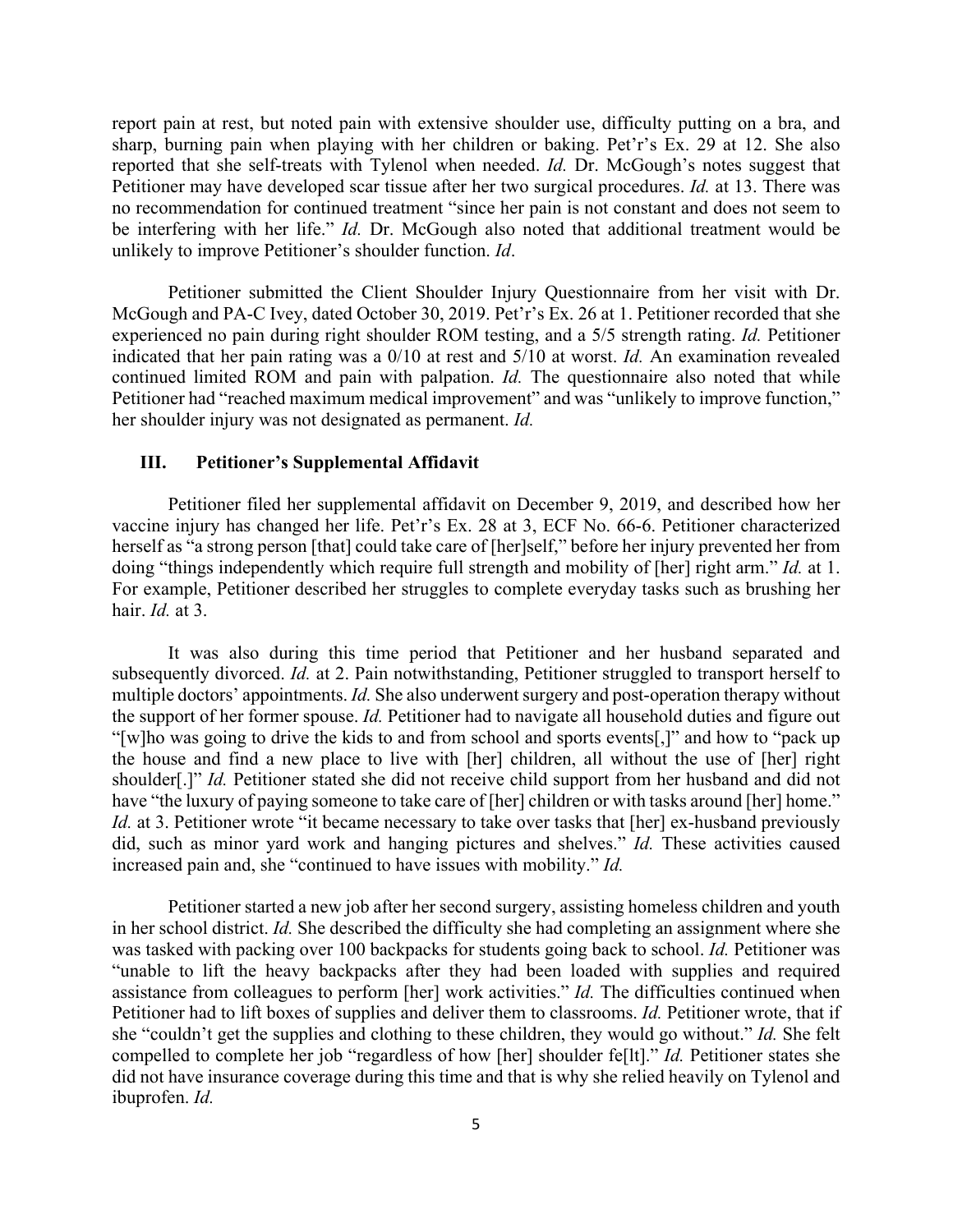report pain at rest, but noted pain with extensive shoulder use, difficulty putting on a bra, and sharp, burning pain when playing with her children or baking. Pet'r's Ex. 29 at 12. She also reported that she self-treats with Tylenol when needed. *Id.* Dr. McGough's notes suggest that Petitioner may have developed scar tissue after her two surgical procedures. *Id.* at 13. There was no recommendation for continued treatment "since her pain is not constant and does not seem to be interfering with her life." *Id.* Dr. McGough also noted that additional treatment would be unlikely to improve Petitioner's shoulder function. *Id*.

Petitioner submitted the Client Shoulder Injury Questionnaire from her visit with Dr. McGough and PA-C Ivey, dated October 30, 2019. Pet'r's Ex. 26 at 1. Petitioner recorded that she experienced no pain during right shoulder ROM testing, and a 5/5 strength rating. *Id.* Petitioner indicated that her pain rating was a 0/10 at rest and 5/10 at worst. *Id.* An examination revealed continued limited ROM and pain with palpation. *Id.* The questionnaire also noted that while Petitioner had "reached maximum medical improvement" and was "unlikely to improve function," her shoulder injury was not designated as permanent. *Id.*

### III. Petitioner's Supplemental Affidavit

Petitioner filed her supplemental affidavit on December 9, 2019, and described how her vaccine injury has changed her life. Pet'r's Ex. 28 at 3, ECF No. 66-6. Petitioner characterized herself as "a strong person [that] could take care of [her]self," before her injury prevented her from doing "things independently which require full strength and mobility of [her] right arm." *Id.* at 1. For example, Petitioner described her struggles to complete everyday tasks such as brushing her hair. *Id.* at 3.

It was also during this time period that Petitioner and her husband separated and subsequently divorced. *Id.* at 2. Pain notwithstanding, Petitioner struggled to transport herself to multiple doctors' appointments. *Id.* She also underwent surgery and post-operation therapy without the support of her former spouse. *Id.* Petitioner had to navigate all household duties and figure out "[w]ho was going to drive the kids to and from school and sports events[,]" and how to "pack up the house and find a new place to live with [her] children, all without the use of [her] right shoulder[.]" *Id.* Petitioner stated she did not receive child support from her husband and did not have "the luxury of paying someone to take care of [her] children or with tasks around [her] home." *Id.* at 3. Petitioner wrote "it became necessary to take over tasks that [her] ex-husband previously did, such as minor yard work and hanging pictures and shelves." *Id.* These activities caused increased pain and, she "continued to have issues with mobility." *Id.*

Petitioner started a new job after her second surgery, assisting homeless children and youth in her school district. *Id.* She described the difficulty she had completing an assignment where she was tasked with packing over 100 backpacks for students going back to school. *Id.* Petitioner was "unable to lift the heavy backpacks after they had been loaded with supplies and required assistance from colleagues to perform [her] work activities." *Id.* The difficulties continued when Petitioner had to lift boxes of supplies and deliver them to classrooms. *Id.* Petitioner wrote, that if she "couldn't get the supplies and clothing to these children, they would go without." *Id.* She felt compelled to complete her job "regardless of how [her] shoulder fe[lt]." *Id.* Petitioner states she did not have insurance coverage during this time and that is why she relied heavily on Tylenol and ibuprofen. *Id.*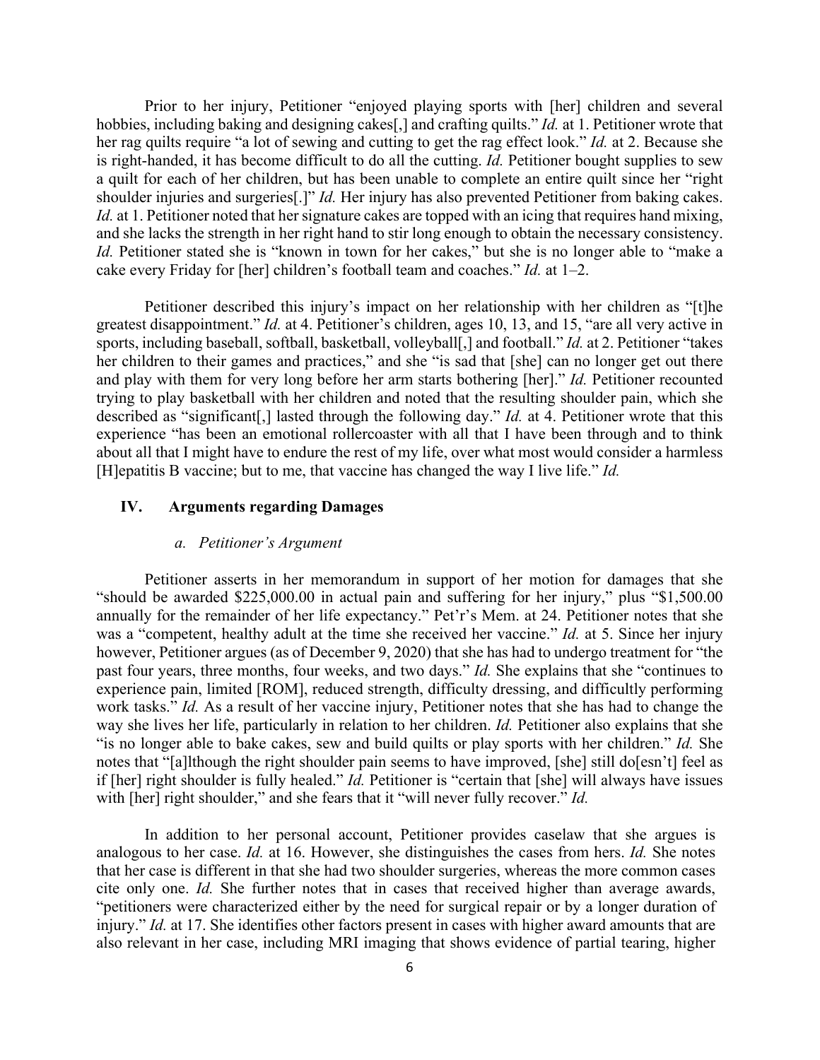Prior to her injury, Petitioner "enjoyed playing sports with [her] children and several hobbies, including baking and designing cakes[,] and crafting quilts." *Id.* at 1. Petitioner wrote that her rag quilts require "a lot of sewing and cutting to get the rag effect look." *Id.* at 2. Because she is right-handed, it has become difficult to do all the cutting. *Id.* Petitioner bought supplies to sew a quilt for each of her children, but has been unable to complete an entire quilt since her "right shoulder injuries and surgeries[.]" *Id.* Her injury has also prevented Petitioner from baking cakes. *Id.* at 1. Petitioner noted that her signature cakes are topped with an icing that requires hand mixing, and she lacks the strength in her right hand to stir long enough to obtain the necessary consistency. *Id.* Petitioner stated she is "known in town for her cakes," but she is no longer able to "make a cake every Friday for [her] children's football team and coaches." *Id.* at 1–2.

Petitioner described this injury's impact on her relationship with her children as "[t]he greatest disappointment." *Id.* at 4. Petitioner's children, ages 10, 13, and 15, "are all very active in sports, including baseball, softball, basketball, volleyball[,] and football." *Id.* at 2. Petitioner "takes her children to their games and practices," and she "is sad that [she] can no longer get out there and play with them for very long before her arm starts bothering [her]." *Id.* Petitioner recounted trying to play basketball with her children and noted that the resulting shoulder pain, which she described as "significant[,] lasted through the following day." *Id.* at 4. Petitioner wrote that this experience "has been an emotional rollercoaster with all that I have been through and to think about all that I might have to endure the rest of my life, over what most would consider a harmless [H]epatitis B vaccine; but to me, that vaccine has changed the way I live life." *Id.*

## IV. Arguments regarding Damages

### *a. Petitioner's Argument*

Petitioner asserts in her memorandum in support of her motion for damages that she "should be awarded $225,000.00 in actual pain and suffering for her injury," plus "$1,500.00 annually for the remainder of her life expectancy." Pet'r's Mem. at 24. Petitioner notes that she was a "competent, healthy adult at the time she received her vaccine." *Id.* at 5. Since her injury however, Petitioner argues (as of December 9, 2020) that she has had to undergo treatment for "the past four years, three months, four weeks, and two days." *Id.* She explains that she "continues to experience pain, limited [ROM], reduced strength, difficulty dressing, and difficultly performing work tasks." *Id.* As a result of her vaccine injury, Petitioner notes that she has had to change the way she lives her life, particularly in relation to her children. *Id.* Petitioner also explains that she "is no longer able to bake cakes, sew and build quilts or play sports with her children." *Id.* She notes that "[a]lthough the right shoulder pain seems to have improved, [she] still do[esn't] feel as if [her] right shoulder is fully healed." *Id.* Petitioner is "certain that [she] will always have issues with [her] right shoulder," and she fears that it "will never fully recover." *Id.*

In addition to her personal account, Petitioner provides caselaw that she argues is analogous to her case. *Id.* at 16. However, she distinguishes the cases from hers. *Id.* She notes that her case is different in that she had two shoulder surgeries, whereas the more common cases cite only one. *Id.* She further notes that in cases that received higher than average awards, "petitioners were characterized either by the need for surgical repair or by a longer duration of injury." *Id.* at 17. She identifies other factors present in cases with higher award amounts that are also relevant in her case, including MRI imaging that shows evidence of partial tearing, higher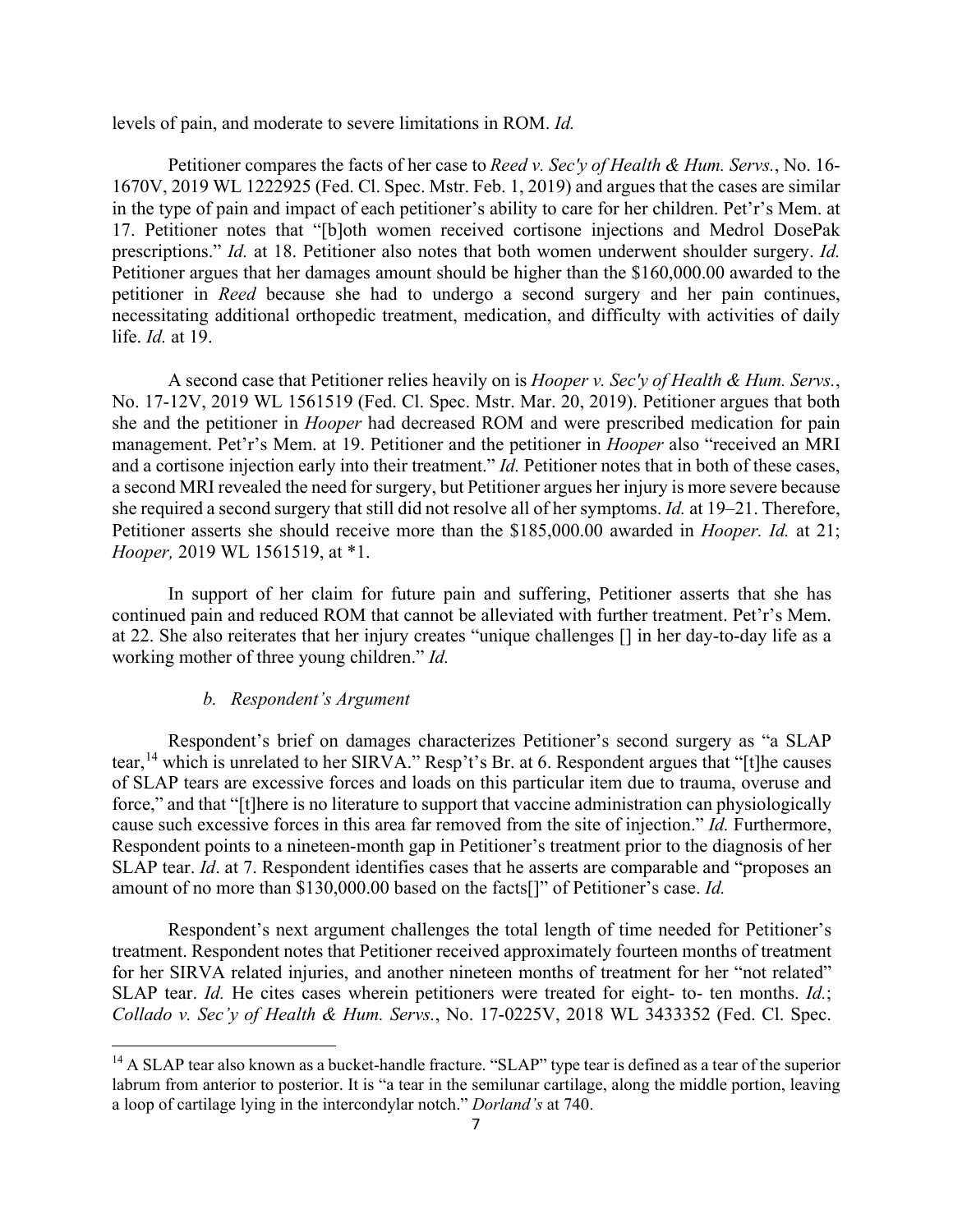levels of pain, and moderate to severe limitations in ROM. *Id.*

Petitioner compares the facts of her case to *Reed v. Sec'y of Health & Hum. Servs.*, No. 16-1670V, 2019 WL 1222925 (Fed. Cl. Spec. Mstr. Feb. 1, 2019) and argues that the cases are similar in the type of pain and impact of each petitioner's ability to care for her children. Pet'r's Mem. at 17. Petitioner notes that "[b]oth women received cortisone injections and Medrol DosePak prescriptions." *Id.* at 18. Petitioner also notes that both women underwent shoulder surgery. *Id.* Petitioner argues that her damages amount should be higher than the $160,000.00 awarded to the petitioner in *Reed* because she had to undergo a second surgery and her pain continues, necessitating additional orthopedic treatment, medication, and difficulty with activities of daily life. *Id.* at 19.

A second case that Petitioner relies heavily on is *Hooper v. Sec'y of Health & Hum. Servs.*, No. 17-12V, 2019 WL 1561519 (Fed. Cl. Spec. Mstr. Mar. 20, 2019). Petitioner argues that both she and the petitioner in *Hooper* had decreased ROM and were prescribed medication for pain management. Pet'r's Mem. at 19. Petitioner and the petitioner in *Hooper* also "received an MRI and a cortisone injection early into their treatment." *Id.* Petitioner notes that in both of these cases, a second MRI revealed the need for surgery, but Petitioner argues her injury is more severe because she required a second surgery that still did not resolve all of her symptoms. *Id.* at 19–21. Therefore, Petitioner asserts she should receive more than the $185,000.00 awarded in *Hooper. Id.* at 21; *Hooper,* 2019 WL 1561519, at *1.

In support of her claim for future pain and suffering, Petitioner asserts that she has continued pain and reduced ROM that cannot be alleviated with further treatment. Pet'r's Mem. at 22. She also reiterates that her injury creates "unique challenges [] in her day-to-day life as a working mother of three young children." *Id.*

### *b. Respondent's Argument*

Respondent's brief on damages characterizes Petitioner's second surgery as "a SLAP tear,[14] which is unrelated to her SIRVA." Resp't's Br. at 6. Respondent argues that "[t]he causes of SLAP tears are excessive forces and loads on this particular item due to trauma, overuse and force," and that "[t]here is no literature to support that vaccine administration can physiologically cause such excessive forces in this area far removed from the site of injection." *Id.* Furthermore, Respondent points to a nineteen-month gap in Petitioner's treatment prior to the diagnosis of her SLAP tear. *Id*. at 7. Respondent identifies cases that he asserts are comparable and "proposes an amount of no more than $130,000.00 based on the facts[]" of Petitioner's case. *Id.*

Respondent's next argument challenges the total length of time needed for Petitioner's treatment. Respondent notes that Petitioner received approximately fourteen months of treatment for her SIRVA related injuries, and another nineteen months of treatment for her "not related" SLAP tear. *Id.* He cites cases wherein petitioners were treated for eight- to- ten months. *Id.*; *Collado v. Sec'y of Health & Hum. Servs.*, No. 17-0225V, 2018 WL 3433352 (Fed. Cl. Spec.

---

[14] A SLAP tear also known as a bucket-handle fracture. "SLAP" type tear is defined as a tear of the superior labrum from anterior to posterior. It is "a tear in the semilunar cartilage, along the middle portion, leaving a loop of cartilage lying in the intercondylar notch." *Dorland's* at 740.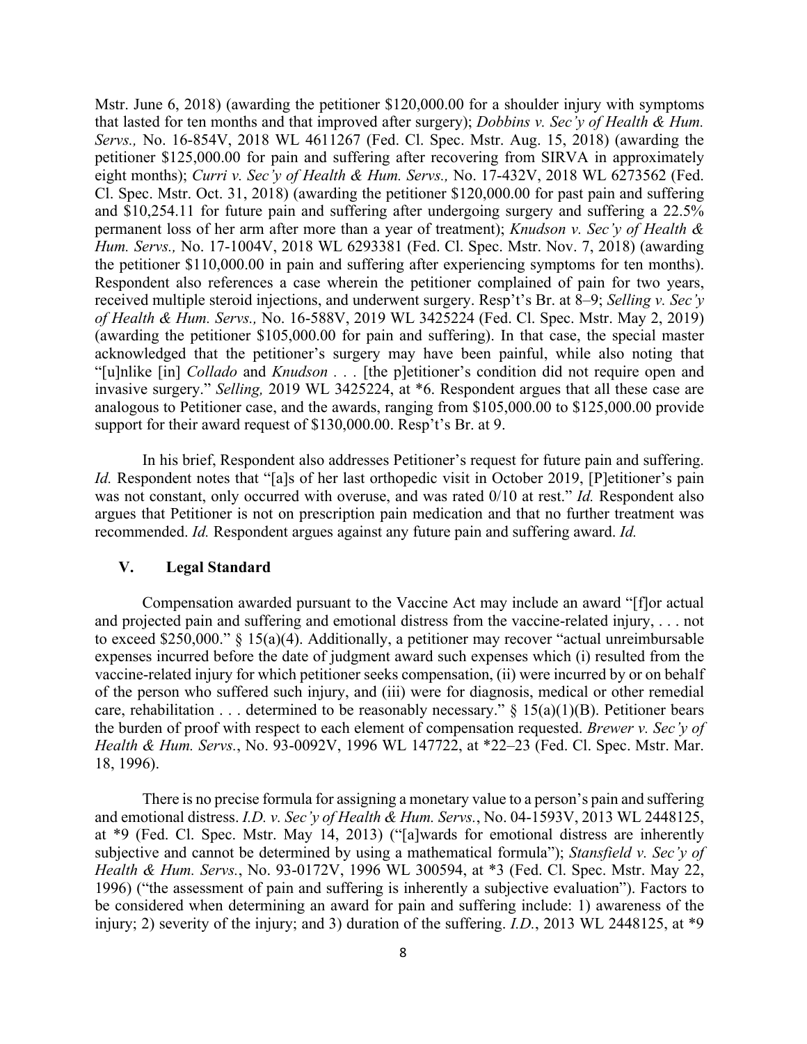Mstr. June 6, 2018) (awarding the petitioner $120,000.00 for a shoulder injury with symptoms that lasted for ten months and that improved after surgery); *Dobbins v. Sec'y of Health & Hum. Servs.,* No. 16-854V, 2018 WL 4611267 (Fed. Cl. Spec. Mstr. Aug. 15, 2018) (awarding the petitioner $125,000.00 for pain and suffering after recovering from SIRVA in approximately eight months); *Curri v. Sec'y of Health & Hum. Servs.,* No. 17-432V, 2018 WL 6273562 (Fed. Cl. Spec. Mstr. Oct. 31, 2018) (awarding the petitioner $120,000.00 for past pain and suffering and $10,254.11 for future pain and suffering after undergoing surgery and suffering a 22.5% permanent loss of her arm after more than a year of treatment); *Knudson v. Sec'y of Health & Hum. Servs.,* No. 17-1004V, 2018 WL 6293381 (Fed. Cl. Spec. Mstr. Nov. 7, 2018) (awarding the petitioner $110,000.00 in pain and suffering after experiencing symptoms for ten months). Respondent also references a case wherein the petitioner complained of pain for two years, received multiple steroid injections, and underwent surgery. Resp't's Br. at 8–9; *Selling v. Sec'y of Health & Hum. Servs.,* No. 16-588V, 2019 WL 3425224 (Fed. Cl. Spec. Mstr. May 2, 2019) (awarding the petitioner $105,000.00 for pain and suffering). In that case, the special master acknowledged that the petitioner's surgery may have been painful, while also noting that "[u]nlike [in] *Collado* and *Knudson* . . . [the p]etitioner's condition did not require open and invasive surgery." *Selling,* 2019 WL 3425224, at *6. Respondent argues that all these case are analogous to Petitioner case, and the awards, ranging from $105,000.00 to $125,000.00 provide support for their award request of $130,000.00. Resp't's Br. at 9.

In his brief, Respondent also addresses Petitioner's request for future pain and suffering. *Id.* Respondent notes that "[a]s of her last orthopedic visit in October 2019, [P]etitioner's pain was not constant, only occurred with overuse, and was rated 0/10 at rest." *Id.* Respondent also argues that Petitioner is not on prescription pain medication and that no further treatment was recommended. *Id.* Respondent argues against any future pain and suffering award. *Id.*

## V. Legal Standard

Compensation awarded pursuant to the Vaccine Act may include an award "[f]or actual and projected pain and suffering and emotional distress from the vaccine-related injury, . . . not to exceed $250,000." § 15(a)(4). Additionally, a petitioner may recover "actual unreimbursable expenses incurred before the date of judgment award such expenses which (i) resulted from the vaccine-related injury for which petitioner seeks compensation, (ii) were incurred by or on behalf of the person who suffered such injury, and (iii) were for diagnosis, medical or other remedial care, rehabilitation . . . determined to be reasonably necessary." § 15(a)(1)(B). Petitioner bears the burden of proof with respect to each element of compensation requested. *Brewer v. Sec'y of Health & Hum. Servs.*, No. 93-0092V, 1996 WL 147722, at *22–23 (Fed. Cl. Spec. Mstr. Mar. 18, 1996).

There is no precise formula for assigning a monetary value to a person's pain and suffering and emotional distress. *I.D. v. Sec'y of Health & Hum. Servs.*, No. 04-1593V, 2013 WL 2448125, at *9 (Fed. Cl. Spec. Mstr. May 14, 2013) ("[a]wards for emotional distress are inherently subjective and cannot be determined by using a mathematical formula"); *Stansfield v. Sec'y of Health & Hum. Servs.*, No. 93-0172V, 1996 WL 300594, at *3 (Fed. Cl. Spec. Mstr. May 22, 1996) ("the assessment of pain and suffering is inherently a subjective evaluation"). Factors to be considered when determining an award for pain and suffering include: 1) awareness of the injury; 2) severity of the injury; and 3) duration of the suffering. *I.D.*, 2013 WL 2448125, at *9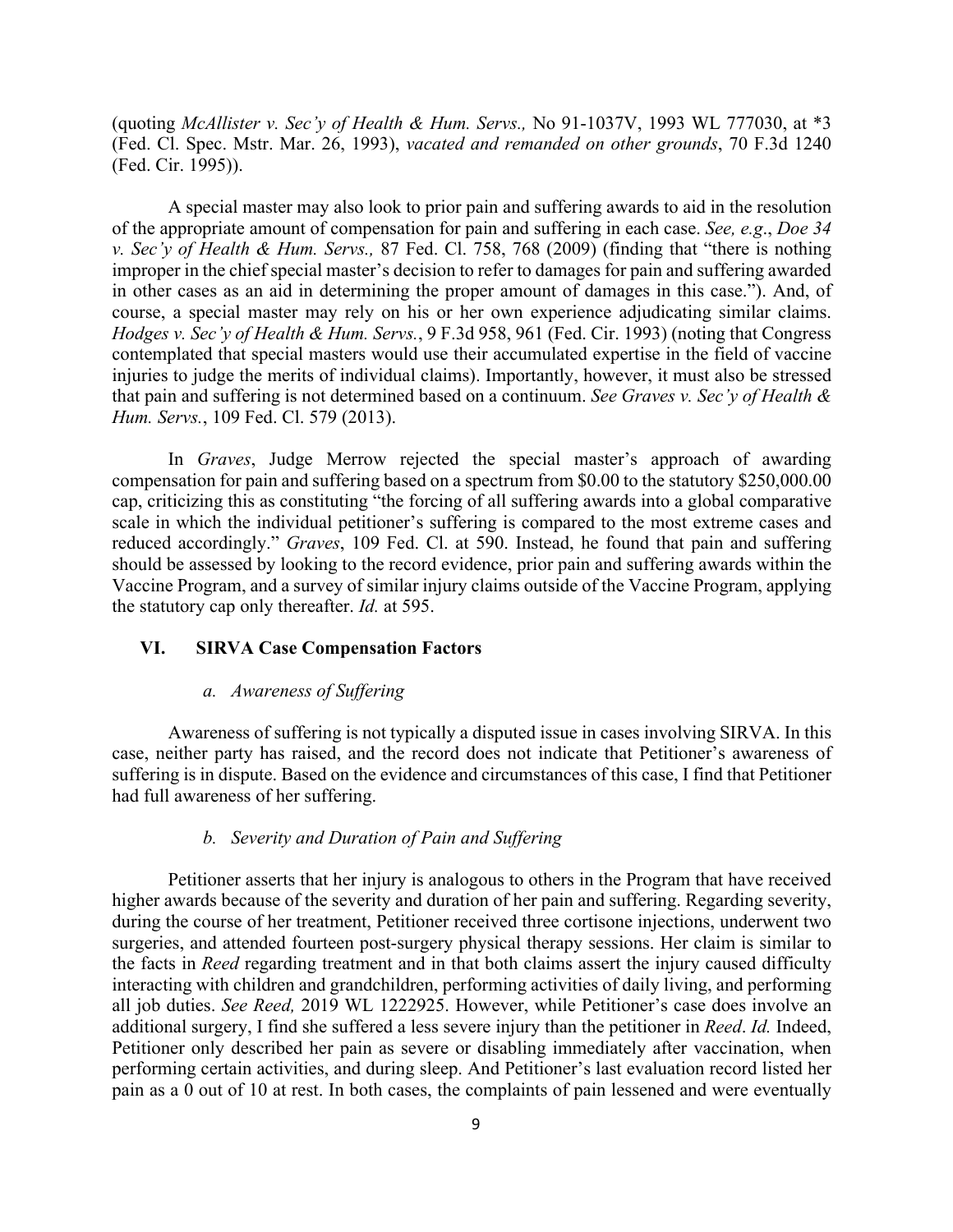(quoting *McAllister v. Sec'y of Health & Hum. Servs.,* No 91-1037V, 1993 WL 777030, at *3 (Fed. Cl. Spec. Mstr. Mar. 26, 1993), *vacated and remanded on other grounds*, 70 F.3d 1240 (Fed. Cir. 1995)).

A special master may also look to prior pain and suffering awards to aid in the resolution of the appropriate amount of compensation for pain and suffering in each case. *See, e.g*., *Doe 34 v. Sec'y of Health & Hum. Servs.,* 87 Fed. Cl. 758, 768 (2009) (finding that "there is nothing improper in the chief special master's decision to refer to damages for pain and suffering awarded in other cases as an aid in determining the proper amount of damages in this case."). And, of course, a special master may rely on his or her own experience adjudicating similar claims. *Hodges v. Sec'y of Health & Hum. Servs.*, 9 F.3d 958, 961 (Fed. Cir. 1993) (noting that Congress contemplated that special masters would use their accumulated expertise in the field of vaccine injuries to judge the merits of individual claims). Importantly, however, it must also be stressed that pain and suffering is not determined based on a continuum. *See Graves v. Sec'y of Health & Hum. Servs.*, 109 Fed. Cl. 579 (2013).

In *Graves*, Judge Merrow rejected the special master's approach of awarding compensation for pain and suffering based on a spectrum from $0.00 to the statutory $250,000.00 cap, criticizing this as constituting "the forcing of all suffering awards into a global comparative scale in which the individual petitioner's suffering is compared to the most extreme cases and reduced accordingly." *Graves*, 109 Fed. Cl. at 590. Instead, he found that pain and suffering should be assessed by looking to the record evidence, prior pain and suffering awards within the Vaccine Program, and a survey of similar injury claims outside of the Vaccine Program, applying the statutory cap only thereafter. *Id.* at 595.

## VI. SIRVA Case Compensation Factors

### *a. Awareness of Suffering*

Awareness of suffering is not typically a disputed issue in cases involving SIRVA. In this case, neither party has raised, and the record does not indicate that Petitioner's awareness of suffering is in dispute. Based on the evidence and circumstances of this case, I find that Petitioner had full awareness of her suffering.

### *b. Severity and Duration of Pain and Suffering*

Petitioner asserts that her injury is analogous to others in the Program that have received higher awards because of the severity and duration of her pain and suffering. Regarding severity, during the course of her treatment, Petitioner received three cortisone injections, underwent two surgeries, and attended fourteen post-surgery physical therapy sessions. Her claim is similar to the facts in *Reed* regarding treatment and in that both claims assert the injury caused difficulty interacting with children and grandchildren, performing activities of daily living, and performing all job duties. *See Reed,* 2019 WL 1222925. However, while Petitioner's case does involve an additional surgery, I find she suffered a less severe injury than the petitioner in *Reed*. *Id.* Indeed, Petitioner only described her pain as severe or disabling immediately after vaccination, when performing certain activities, and during sleep. And Petitioner's last evaluation record listed her pain as a 0 out of 10 at rest. In both cases, the complaints of pain lessened and were eventually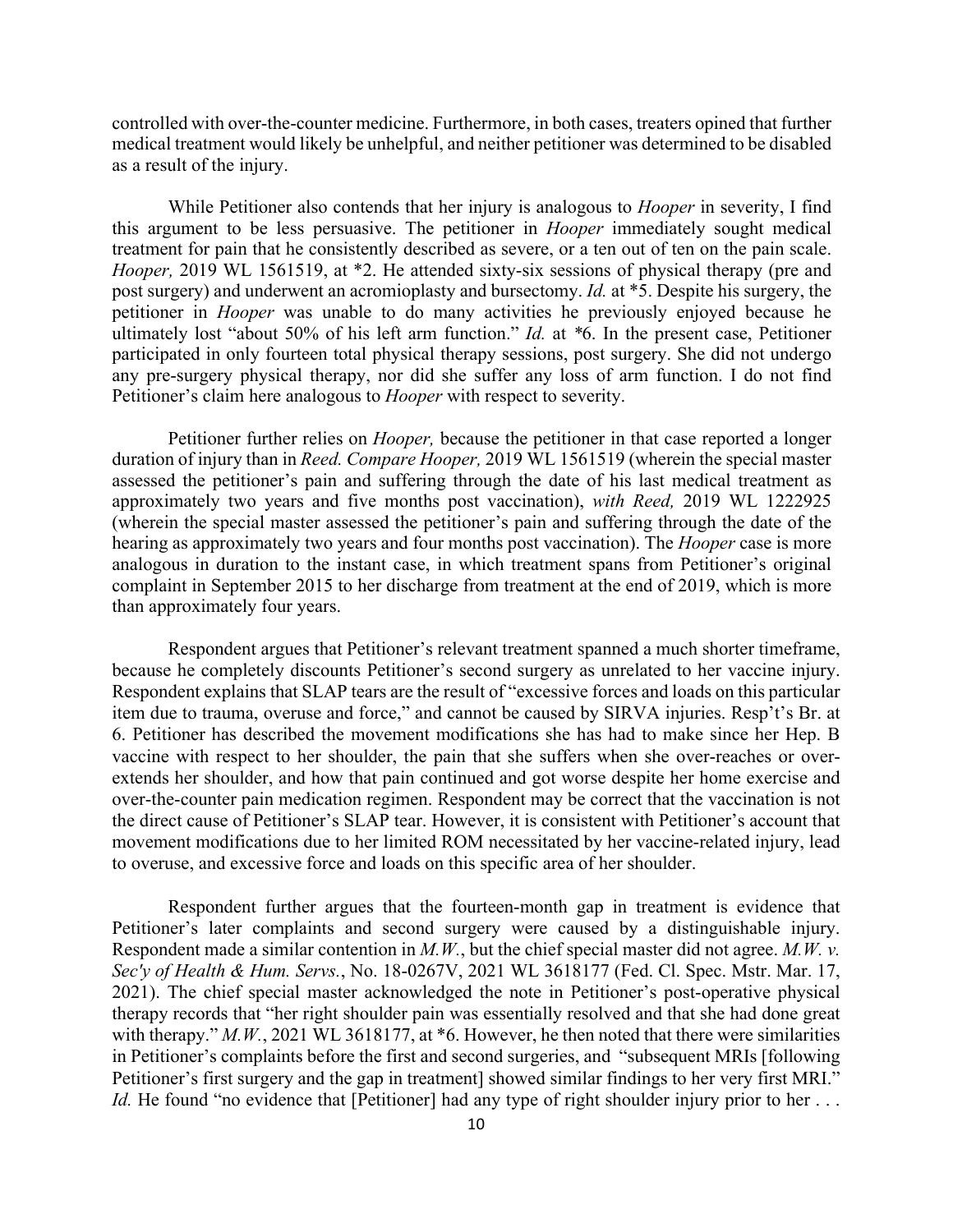controlled with over-the-counter medicine. Furthermore, in both cases, treaters opined that further medical treatment would likely be unhelpful, and neither petitioner was determined to be disabled as a result of the injury.

While Petitioner also contends that her injury is analogous to *Hooper* in severity, I find this argument to be less persuasive. The petitioner in *Hooper* immediately sought medical treatment for pain that he consistently described as severe, or a ten out of ten on the pain scale. *Hooper,* 2019 WL 1561519, at \*2. He attended sixty-six sessions of physical therapy (pre and post surgery) and underwent an acromioplasty and bursectomy. *Id.* at \*5. Despite his surgery, the petitioner in *Hooper* was unable to do many activities he previously enjoyed because he ultimately lost "about 50% of his left arm function." *Id.* at *6. In the present case, Petitioner participated in only fourteen total physical therapy sessions, post surgery. She did not undergo any pre-surgery physical therapy, nor did she suffer any loss of arm function. I do not find Petitioner's claim here analogous to *Hooper* with respect to severity.

Petitioner further relies on *Hooper,* because the petitioner in that case reported a longer duration of injury than in *Reed. Compare Hooper,* 2019 WL 1561519 (wherein the special master assessed the petitioner's pain and suffering through the date of his last medical treatment as approximately two years and five months post vaccination), *with Reed,* 2019 WL 1222925 (wherein the special master assessed the petitioner's pain and suffering through the date of the hearing as approximately two years and four months post vaccination). The *Hooper* case is more analogous in duration to the instant case, in which treatment spans from Petitioner's original complaint in September 2015 to her discharge from treatment at the end of 2019, which is more than approximately four years.

Respondent argues that Petitioner's relevant treatment spanned a much shorter timeframe, because he completely discounts Petitioner's second surgery as unrelated to her vaccine injury. Respondent explains that SLAP tears are the result of "excessive forces and loads on this particular item due to trauma, overuse and force," and cannot be caused by SIRVA injuries. Resp't's Br. at 6. Petitioner has described the movement modifications she has had to make since her Hep. B vaccine with respect to her shoulder, the pain that she suffers when she over-reaches or over-extends her shoulder, and how that pain continued and got worse despite her home exercise and over-the-counter pain medication regimen. Respondent may be correct that the vaccination is not the direct cause of Petitioner's SLAP tear. However, it is consistent with Petitioner's account that movement modifications due to her limited ROM necessitated by her vaccine-related injury, lead to overuse, and excessive force and loads on this specific area of her shoulder.

Respondent further argues that the fourteen-month gap in treatment is evidence that Petitioner's later complaints and second surgery were caused by a distinguishable injury. Respondent made a similar contention in *M.W.*, but the chief special master did not agree. *M.W. v. Sec'y of Health & Hum. Servs.*, No. 18-0267V, 2021 WL 3618177 (Fed. Cl. Spec. Mstr. Mar. 17, 2021). The chief special master acknowledged the note in Petitioner's post-operative physical therapy records that "her right shoulder pain was essentially resolved and that she had done great with therapy." *M.W.*, 2021 WL 3618177, at \*6. However, he then noted that there were similarities in Petitioner's complaints before the first and second surgeries, and "subsequent MRIs [following Petitioner's first surgery and the gap in treatment] showed similar findings to her very first MRI." *Id.* He found "no evidence that [Petitioner] had any type of right shoulder injury prior to her . . .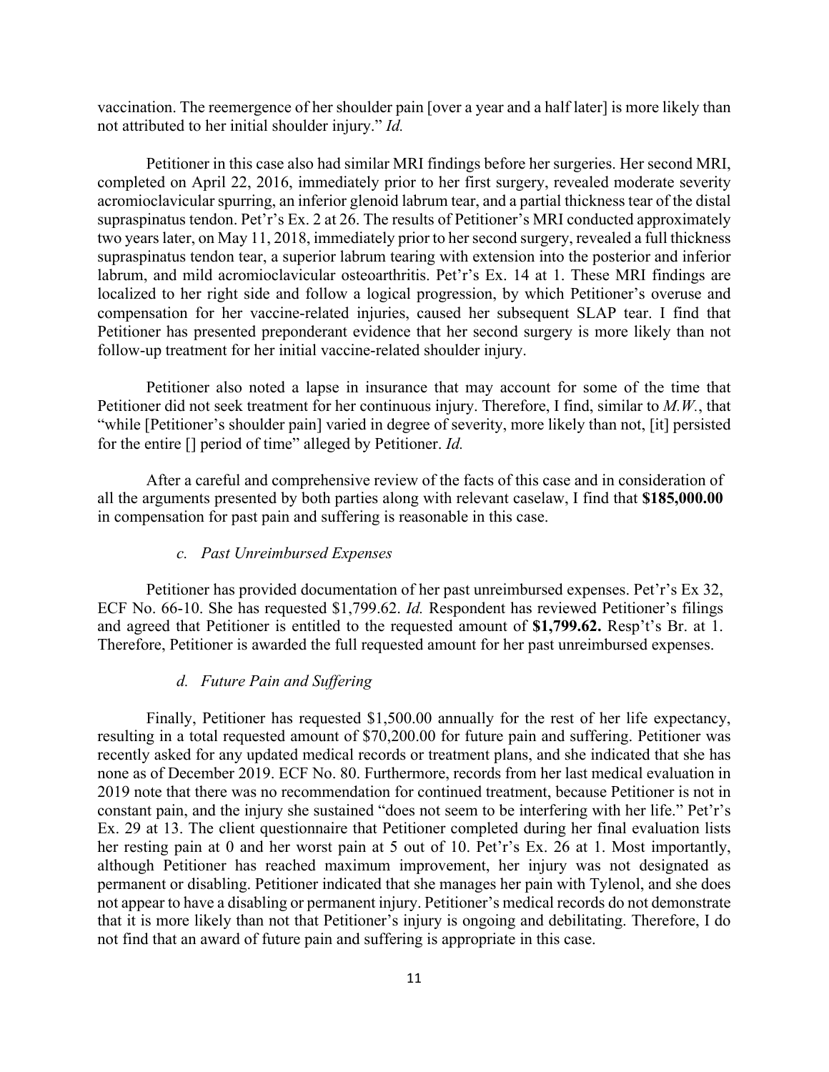vaccination. The reemergence of her shoulder pain [over a year and a half later] is more likely than not attributed to her initial shoulder injury." *Id.*

Petitioner in this case also had similar MRI findings before her surgeries. Her second MRI, completed on April 22, 2016, immediately prior to her first surgery, revealed moderate severity acromioclavicular spurring, an inferior glenoid labrum tear, and a partial thickness tear of the distal supraspinatus tendon. Pet'r's Ex. 2 at 26. The results of Petitioner's MRI conducted approximately two years later, on May 11, 2018, immediately prior to her second surgery, revealed a full thickness supraspinatus tendon tear, a superior labrum tearing with extension into the posterior and inferior labrum, and mild acromioclavicular osteoarthritis. Pet'r's Ex. 14 at 1. These MRI findings are localized to her right side and follow a logical progression, by which Petitioner's overuse and compensation for her vaccine-related injuries, caused her subsequent SLAP tear. I find that Petitioner has presented preponderant evidence that her second surgery is more likely than not follow-up treatment for her initial vaccine-related shoulder injury.

Petitioner also noted a lapse in insurance that may account for some of the time that Petitioner did not seek treatment for her continuous injury. Therefore, I find, similar to *M.W.*, that "while [Petitioner's shoulder pain] varied in degree of severity, more likely than not, [it] persisted for the entire [] period of time" alleged by Petitioner. *Id.*

After a careful and comprehensive review of the facts of this case and in consideration of all the arguments presented by both parties along with relevant caselaw, I find that **$185,000.00** in compensation for past pain and suffering is reasonable in this case.

### *c. Past Unreimbursed Expenses*

Petitioner has provided documentation of her past unreimbursed expenses. Pet'r's Ex 32, ECF No. 66-10. She has requested $1,799.62. *Id.* Respondent has reviewed Petitioner's filings and agreed that Petitioner is entitled to the requested amount of **$1,799.62.** Resp't's Br. at 1. Therefore, Petitioner is awarded the full requested amount for her past unreimbursed expenses.

### *d. Future Pain and Suffering*

Finally, Petitioner has requested $1,500.00 annually for the rest of her life expectancy, resulting in a total requested amount of $70,200.00 for future pain and suffering. Petitioner was recently asked for any updated medical records or treatment plans, and she indicated that she has none as of December 2019. ECF No. 80. Furthermore, records from her last medical evaluation in 2019 note that there was no recommendation for continued treatment, because Petitioner is not in constant pain, and the injury she sustained "does not seem to be interfering with her life." Pet'r's Ex. 29 at 13. The client questionnaire that Petitioner completed during her final evaluation lists her resting pain at 0 and her worst pain at 5 out of 10. Pet'r's Ex. 26 at 1. Most importantly, although Petitioner has reached maximum improvement, her injury was not designated as permanent or disabling. Petitioner indicated that she manages her pain with Tylenol, and she does not appear to have a disabling or permanent injury. Petitioner's medical records do not demonstrate that it is more likely than not that Petitioner's injury is ongoing and debilitating. Therefore, I do not find that an award of future pain and suffering is appropriate in this case.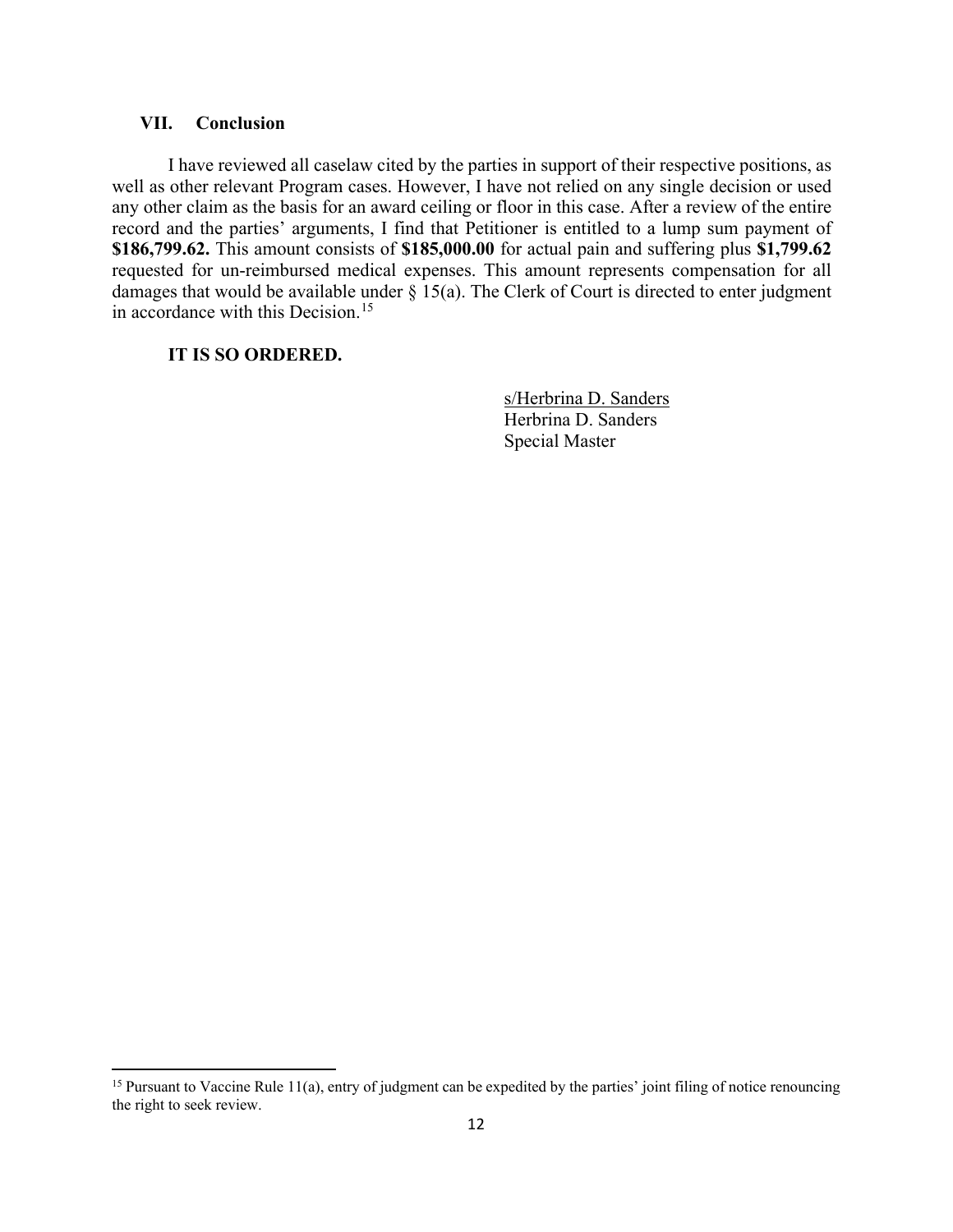## VII. Conclusion

I have reviewed all caselaw cited by the parties in support of their respective positions, as well as other relevant Program cases. However, I have not relied on any single decision or used any other claim as the basis for an award ceiling or floor in this case. After a review of the entire record and the parties' arguments, I find that Petitioner is entitled to a lump sum payment of **$186,799.62.** This amount consists of **$185,000.00** for actual pain and suffering plus **$1,799.62** requested for un-reimbursed medical expenses. This amount represents compensation for all damages that would be available under § 15(a). The Clerk of Court is directed to enter judgment in accordance with this Decision.[15]

**IT IS SO ORDERED.**

s/Herbrina D. Sanders
Herbrina D. Sanders
Special Master

---

[15] Pursuant to Vaccine Rule 11(a), entry of judgment can be expedited by the parties' joint filing of notice renouncing the right to seek review.